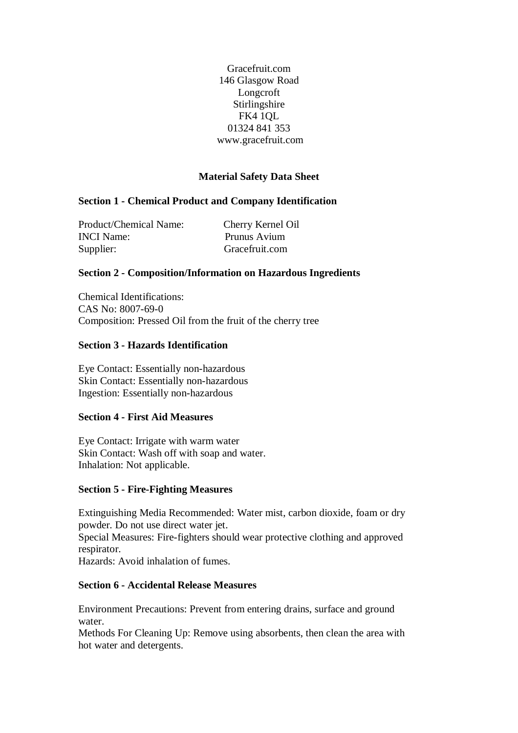Gracefruit.com
146 Glasgow Road
Longcroft
Stirlingshire
FK4 1QL
01324 841 353
www.gracefruit.com

# Material Safety Data Sheet

## Section 1 - Chemical Product and Company Identification

Product/Chemical Name: Cherry Kernel Oil
INCI Name: Prunus Avium
Supplier: Gracefruit.com

## Section 2 - Composition/Information on Hazardous Ingredients

Chemical Identifications:
CAS No: 8007-69-0
Composition: Pressed Oil from the fruit of the cherry tree

## Section 3 - Hazards Identification

Eye Contact: Essentially non-hazardous
Skin Contact: Essentially non-hazardous
Ingestion: Essentially non-hazardous

## Section 4 - First Aid Measures

Eye Contact: Irrigate with warm water
Skin Contact: Wash off with soap and water.
Inhalation: Not applicable.

## Section 5 - Fire-Fighting Measures

Extinguishing Media Recommended: Water mist, carbon dioxide, foam or dry powder. Do not use direct water jet.
Special Measures: Fire-fighters should wear protective clothing and approved respirator.
Hazards: Avoid inhalation of fumes.

## Section 6 - Accidental Release Measures

Environment Precautions: Prevent from entering drains, surface and ground water.
Methods For Cleaning Up: Remove using absorbents, then clean the area with hot water and detergents.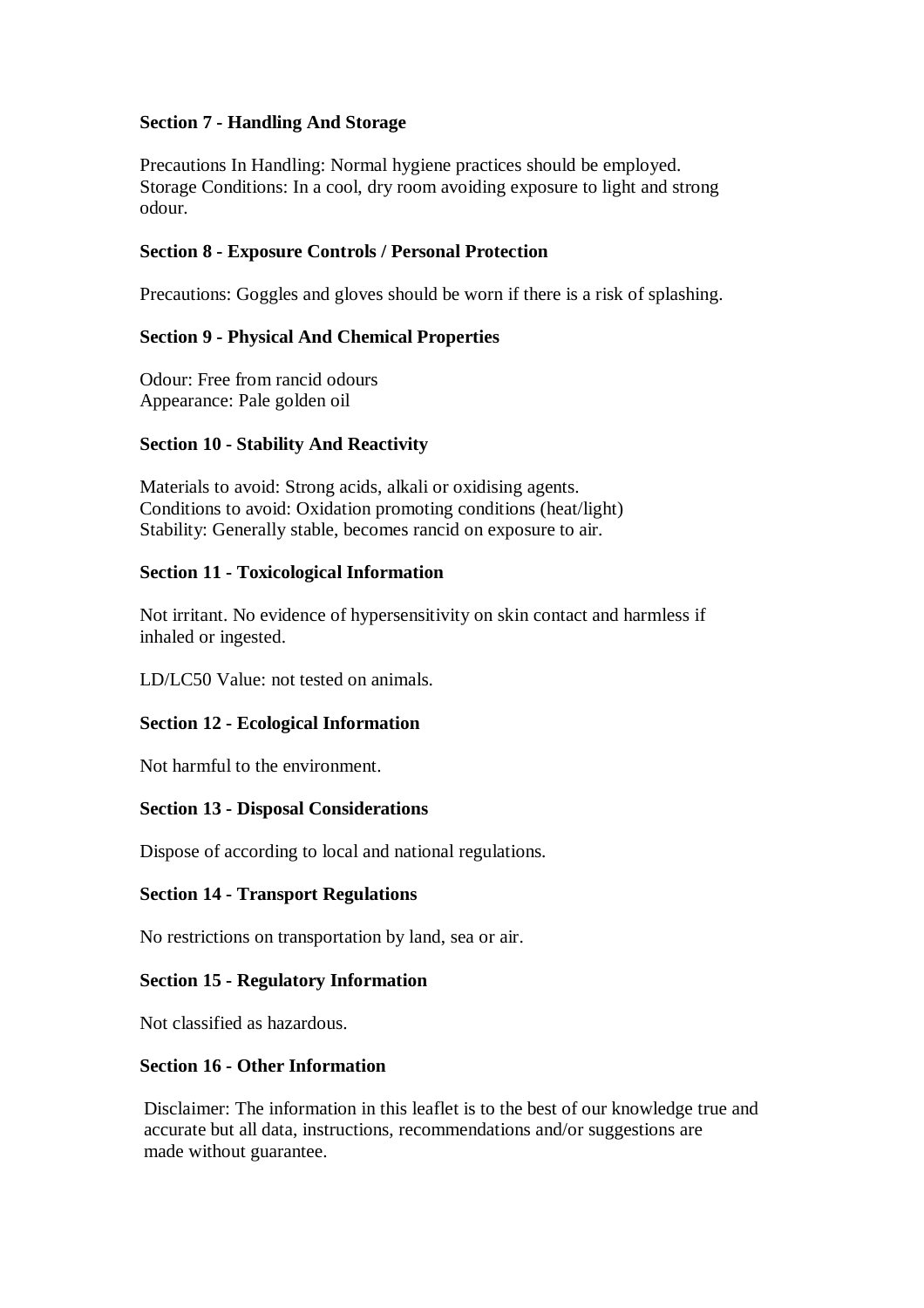**Section 7 - Handling And Storage**

Precautions In Handling: Normal hygiene practices should be employed.
Storage Conditions: In a cool, dry room avoiding exposure to light and strong odour.

**Section 8 - Exposure Controls / Personal Protection**

Precautions: Goggles and gloves should be worn if there is a risk of splashing.

**Section 9 - Physical And Chemical Properties**

Odour: Free from rancid odours
Appearance: Pale golden oil

**Section 10 - Stability And Reactivity**

Materials to avoid: Strong acids, alkali or oxidising agents.
Conditions to avoid: Oxidation promoting conditions (heat/light)
Stability: Generally stable, becomes rancid on exposure to air.

**Section 11 - Toxicological Information**

Not irritant. No evidence of hypersensitivity on skin contact and harmless if inhaled or ingested.

LD/LC50 Value: not tested on animals.

**Section 12 - Ecological Information**

Not harmful to the environment.

**Section 13 - Disposal Considerations**

Dispose of according to local and national regulations.

**Section 14 - Transport Regulations**

No restrictions on transportation by land, sea or air.

**Section 15 - Regulatory Information**

Not classified as hazardous.

**Section 16 - Other Information**

Disclaimer: The information in this leaflet is to the best of our knowledge true and accurate but all data, instructions, recommendations and/or suggestions are made without guarantee.